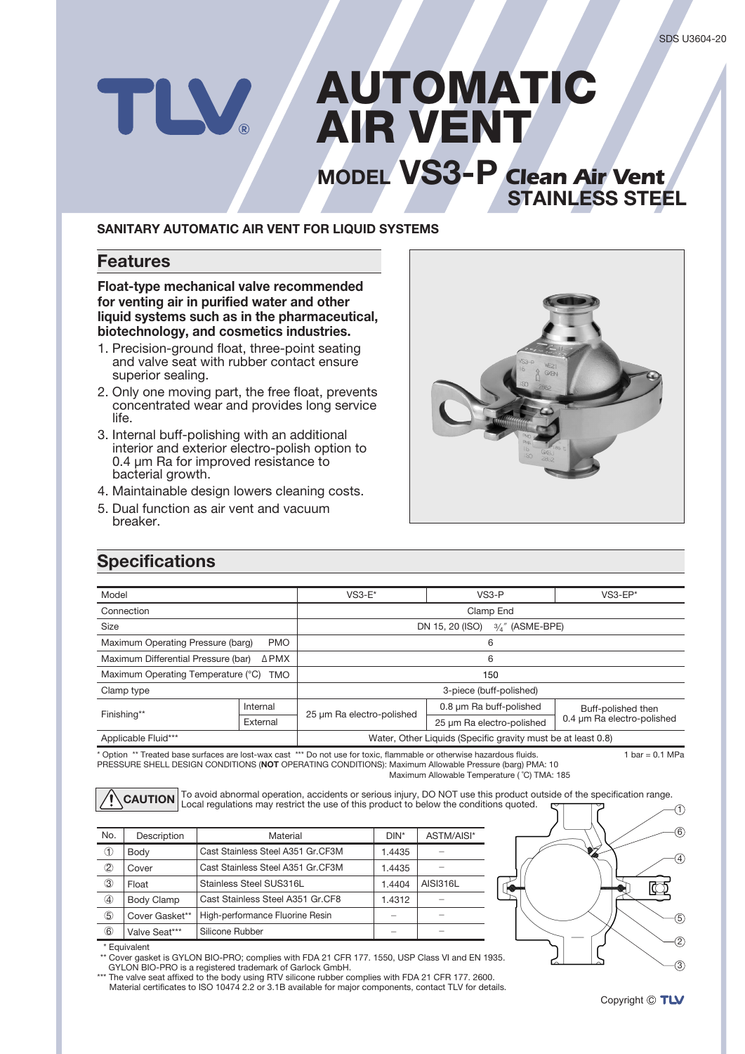# AUTOMATIC AIR VENT

## MODEL VS3-P Clean Air Vent STAINLESS STEEL

**SANITARY AUTOMATIC AIR VENT FOR LIQUID SYSTEMS**

## Features

**Float-type mechanical valve recommended for venting air in purified water and other liquid systems such as in the pharmaceutical, biotechnology, and cosmetics industries.**

1. Precision-ground float, three-point seating and valve seat with rubber contact ensure superior sealing.
2. Only one moving part, the free float, prevents concentrated wear and provides long service life.
3. Internal buff-polishing with an additional interior and exterior electro-polish option to 0.4 µm Ra for improved resistance to bacterial growth.
4. Maintainable design lowers cleaning costs.
5. Dual function as air vent and vacuum breaker.

## Specifications

| Model | | VS3-E* | VS3-P | VS3-EP* |
|---|---|---|---|---|
| Connection | | Clamp End | | |
| Size | | DN 15, 20 (ISO) ¾″ (ASME-BPE) | | |
| Maximum Operating Pressure (barg) PMO | | 6 | | |
| Maximum Differential Pressure (bar) ΔPMX | | 6 | | |
| Maximum Operating Temperature (°C) TMO | | 150 | | |
| Clamp type | | 3-piece (buff-polished) | | |
| Finishing** | Internal | 25 µm Ra electro-polished | 0.8 µm Ra buff-polished | Buff-polished then 0.4 µm Ra electro-polished |
| | External | | 25 µm Ra electro-polished | |
| Applicable Fluid*** | | Water, Other Liquids (Specific gravity must be at least 0.8) | | |

\* Option \*\* Treated base surfaces are lost-wax cast \*\*\* Do not use for toxic, flammable or otherwise hazardous fluids. 1 bar = 0.1 MPa

PRESSURE SHELL DESIGN CONDITIONS (**NOT** OPERATING CONDITIONS): Maximum Allowable Pressure (barg) PMA: 10
Maximum Allowable Temperature (˚C) TMA: 185

**CAUTION** To avoid abnormal operation, accidents or serious injury, DO NOT use this product outside of the specification range. Local regulations may restrict the use of this product to below the conditions quoted.

| No. | Description | Material | DIN* | ASTM/AISI* |
|---|---|---|---|---|
| ① | Body | Cast Stainless Steel A351 Gr.CF3M | 1.4435 | – |
| ② | Cover | Cast Stainless Steel A351 Gr.CF3M | 1.4435 | – |
| ③ | Float | Stainless Steel SUS316L | 1.4404 | AISI316L |
| ④ | Body Clamp | Cast Stainless Steel A351 Gr.CF8 | 1.4312 | – |
| ⑤ | Cover Gasket** | High-performance Fluorine Resin | – | – |
| ⑥ | Valve Seat*** | Silicone Rubber | – | – |

\* Equivalent

\*\* Cover gasket is GYLON BIO-PRO; complies with FDA 21 CFR 177. 1550, USP Class VI and EN 1935. GYLON BIO-PRO is a registered trademark of Garlock GmbH.

\*\*\* The valve seat affixed to the body using RTV silicone rubber complies with FDA 21 CFR 177. 2600. Material certificates to ISO 10474 2.2 or 3.1B available for major components, contact TLV for details.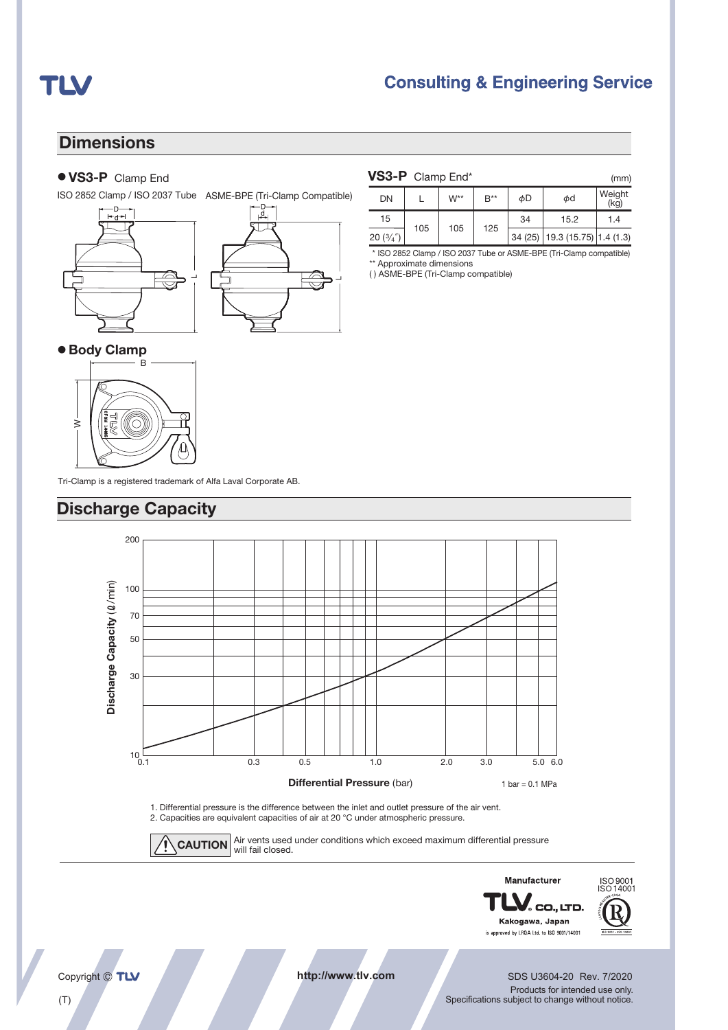## Dimensions

● **VS3-P** Clamp End

ISO 2852 Clamp / ISO 2037 Tube  ASME-BPE (Tri-Clamp Compatible)

D
d
L

● **Body Clamp**

B
W

**VS3-P** Clamp End* (mm)

| DN | L | W** | B** | ϕD | ϕd | Weight (kg) |
|---|---|---|---|---|---|---|
| 15 | 105 | 105 | 125 | 34 | 15.2 | 1.4 |
| 20 (3/4″) | | | | 34 (25) | 19.3 (15.75) | 1.4 (1.3) |

\* ISO 2852 Clamp / ISO 2037 Tube or ASME-BPE (Tri-Clamp compatible)
** Approximate dimensions
( ) ASME-BPE (Tri-Clamp compatible)

Tri-Clamp is a registered trademark of Alfa Laval Corporate AB.

## Discharge Capacity

Discharge Capacity (ℓ/min)

200
100
70
50
30
10

0.1 0.3 0.5 1.0 2.0 3.0 5.0 6.0

**Differential Pressure** (bar)

1 bar = 0.1 MPa

1. Differential pressure is the difference between the inlet and outlet pressure of the air vent.
2. Capacities are equivalent capacities of air at 20 °C under atmospheric pressure.

**CAUTION** Air vents used under conditions which exceed maximum differential pressure will fail closed.

Manufacturer
TLV CO., LTD.
Kakogawa, Japan
is approved by LRQA Ltd. to ISO 9001/14001

ISO 9001
ISO 14001

Copyright © TLV

http://www.tlv.com

SDS U3604-20 Rev. 7/2020
Products for intended use only.
Specifications subject to change without notice.

(T)